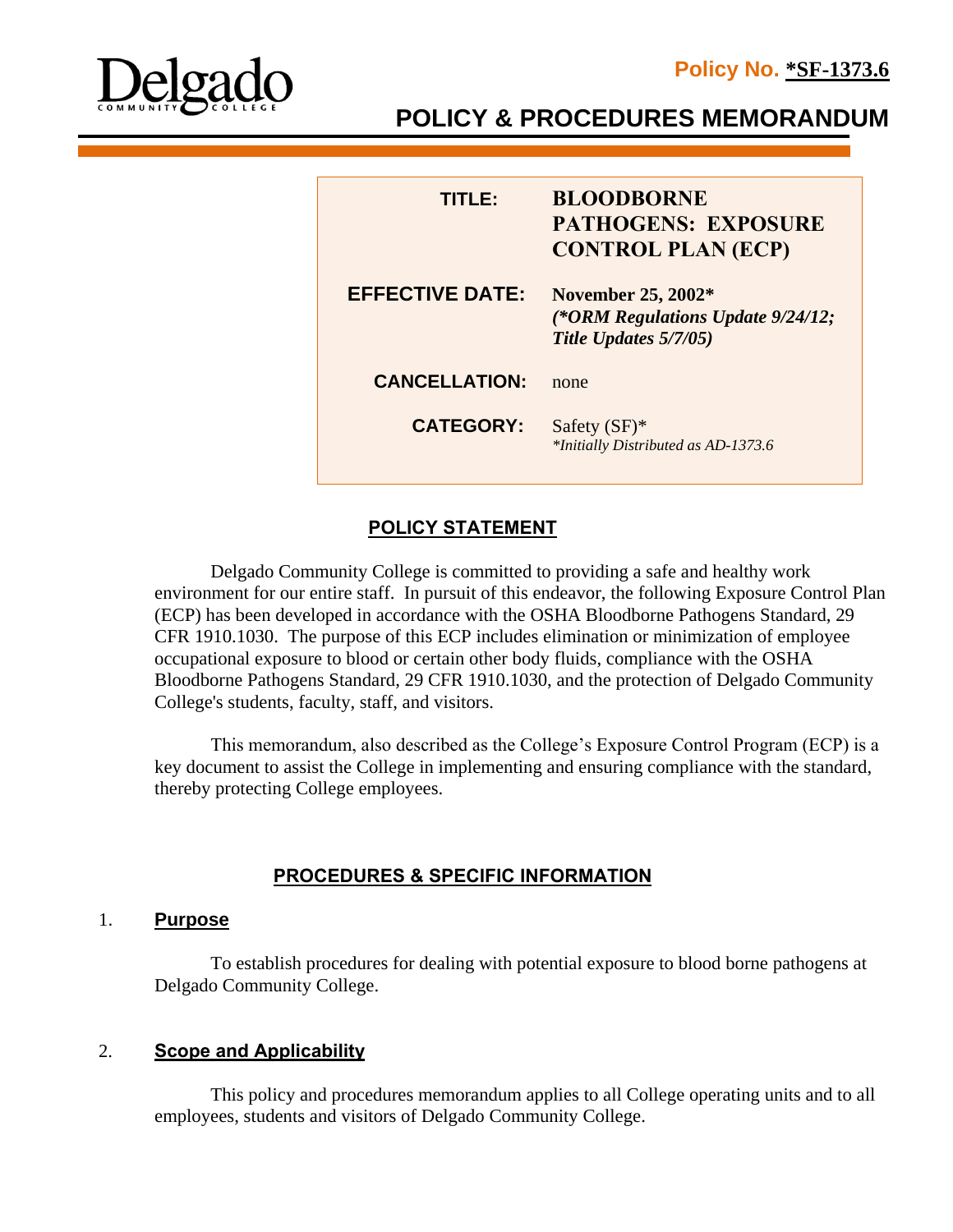**Policy No. *SF-1373.6**

# POLICY & PROCEDURES MEMORANDUM

| | |
|---|---|
| **TITLE:** | **BLOODBORNE PATHOGENS: EXPOSURE CONTROL PLAN (ECP)** |
| **EFFECTIVE DATE:** | **November 25, 2002*** ***(*ORM Regulations Update 9/24/12; Title Updates 5/7/05)*** |
| **CANCELLATION:** | none |
| **CATEGORY:** | Safety (SF)* *\*Initially Distributed as AD-1373.6* |

## POLICY STATEMENT

Delgado Community College is committed to providing a safe and healthy work environment for our entire staff. In pursuit of this endeavor, the following Exposure Control Plan (ECP) has been developed in accordance with the OSHA Bloodborne Pathogens Standard, 29 CFR 1910.1030. The purpose of this ECP includes elimination or minimization of employee occupational exposure to blood or certain other body fluids, compliance with the OSHA Bloodborne Pathogens Standard, 29 CFR 1910.1030, and the protection of Delgado Community College's students, faculty, staff, and visitors.

This memorandum, also described as the College's Exposure Control Program (ECP) is a key document to assist the College in implementing and ensuring compliance with the standard, thereby protecting College employees.

## PROCEDURES & SPECIFIC INFORMATION

### 1. Purpose

To establish procedures for dealing with potential exposure to blood borne pathogens at Delgado Community College.

### 2. Scope and Applicability

This policy and procedures memorandum applies to all College operating units and to all employees, students and visitors of Delgado Community College.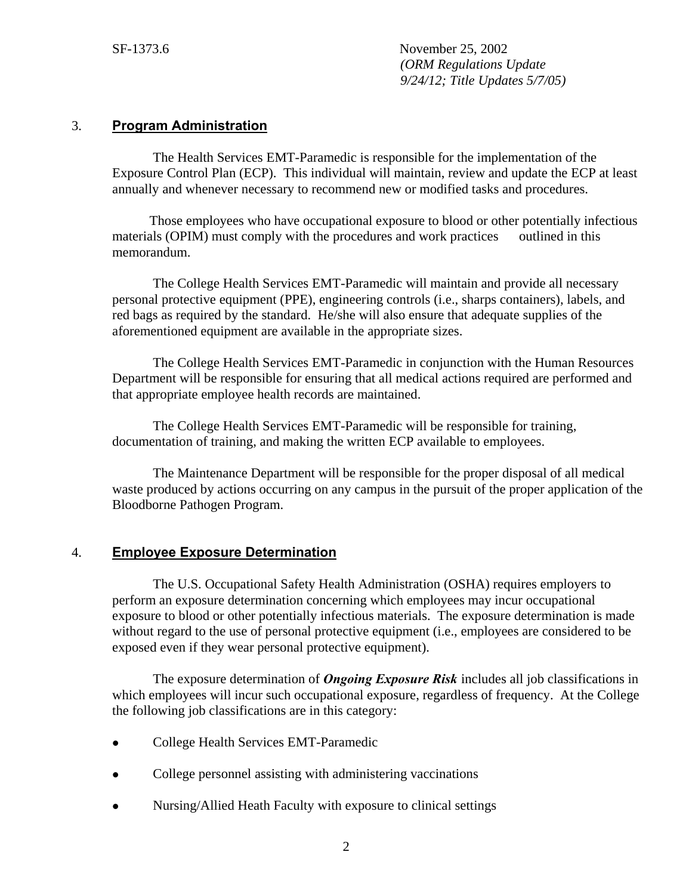SF-1373.6 November 25, 2002
*(ORM Regulations Update 9/24/12; Title Updates 5/7/05)*

## 3. **Program Administration**

The Health Services EMT-Paramedic is responsible for the implementation of the Exposure Control Plan (ECP). This individual will maintain, review and update the ECP at least annually and whenever necessary to recommend new or modified tasks and procedures.

Those employees who have occupational exposure to blood or other potentially infectious materials (OPIM) must comply with the procedures and work practices outlined in this memorandum.

The College Health Services EMT-Paramedic will maintain and provide all necessary personal protective equipment (PPE), engineering controls (i.e., sharps containers), labels, and red bags as required by the standard. He/she will also ensure that adequate supplies of the aforementioned equipment are available in the appropriate sizes.

The College Health Services EMT-Paramedic in conjunction with the Human Resources Department will be responsible for ensuring that all medical actions required are performed and that appropriate employee health records are maintained.

The College Health Services EMT-Paramedic will be responsible for training, documentation of training, and making the written ECP available to employees.

The Maintenance Department will be responsible for the proper disposal of all medical waste produced by actions occurring on any campus in the pursuit of the proper application of the Bloodborne Pathogen Program.

## 4. **Employee Exposure Determination**

The U.S. Occupational Safety Health Administration (OSHA) requires employers to perform an exposure determination concerning which employees may incur occupational exposure to blood or other potentially infectious materials. The exposure determination is made without regard to the use of personal protective equipment (i.e., employees are considered to be exposed even if they wear personal protective equipment).

The exposure determination of ***Ongoing Exposure Risk*** includes all job classifications in which employees will incur such occupational exposure, regardless of frequency. At the College the following job classifications are in this category:

- College Health Services EMT-Paramedic
- College personnel assisting with administering vaccinations
- Nursing/Allied Heath Faculty with exposure to clinical settings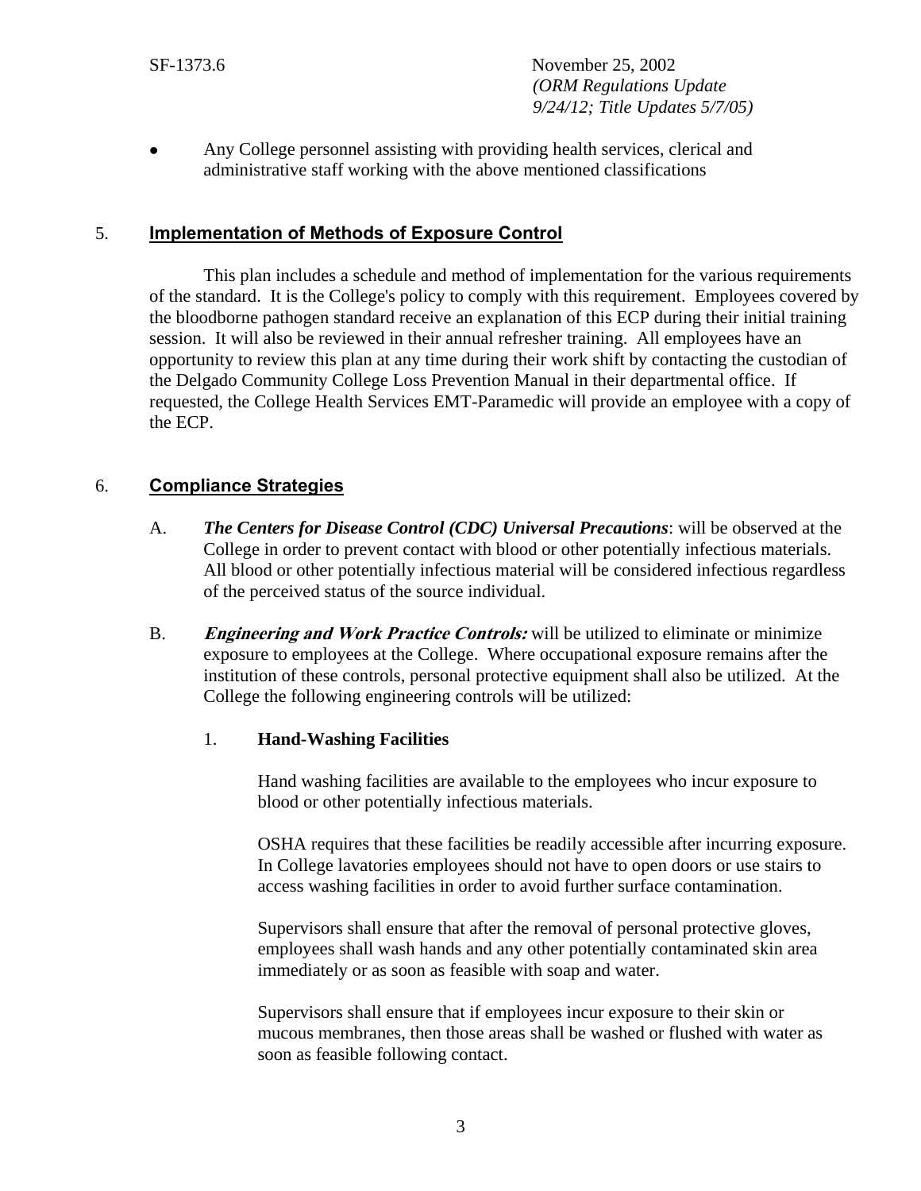- Any College personnel assisting with providing health services, clerical and administrative staff working with the above mentioned classifications

## 5. Implementation of Methods of Exposure Control

This plan includes a schedule and method of implementation for the various requirements of the standard. It is the College's policy to comply with this requirement. Employees covered by the bloodborne pathogen standard receive an explanation of this ECP during their initial training session. It will also be reviewed in their annual refresher training. All employees have an opportunity to review this plan at any time during their work shift by contacting the custodian of the Delgado Community College Loss Prevention Manual in their departmental office. If requested, the College Health Services EMT-Paramedic will provide an employee with a copy of the ECP.

## 6. Compliance Strategies

A. ***The Centers for Disease Control (CDC) Universal Precautions***: will be observed at the College in order to prevent contact with blood or other potentially infectious materials. All blood or other potentially infectious material will be considered infectious regardless of the perceived status of the source individual.

B. ***Engineering and Work Practice Controls:*** will be utilized to eliminate or minimize exposure to employees at the College. Where occupational exposure remains after the institution of these controls, personal protective equipment shall also be utilized. At the College the following engineering controls will be utilized:

1. **Hand-Washing Facilities**

   Hand washing facilities are available to the employees who incur exposure to blood or other potentially infectious materials.

   OSHA requires that these facilities be readily accessible after incurring exposure. In College lavatories employees should not have to open doors or use stairs to access washing facilities in order to avoid further surface contamination.

   Supervisors shall ensure that after the removal of personal protective gloves, employees shall wash hands and any other potentially contaminated skin area immediately or as soon as feasible with soap and water.

   Supervisors shall ensure that if employees incur exposure to their skin or mucous membranes, then those areas shall be washed or flushed with water as soon as feasible following contact.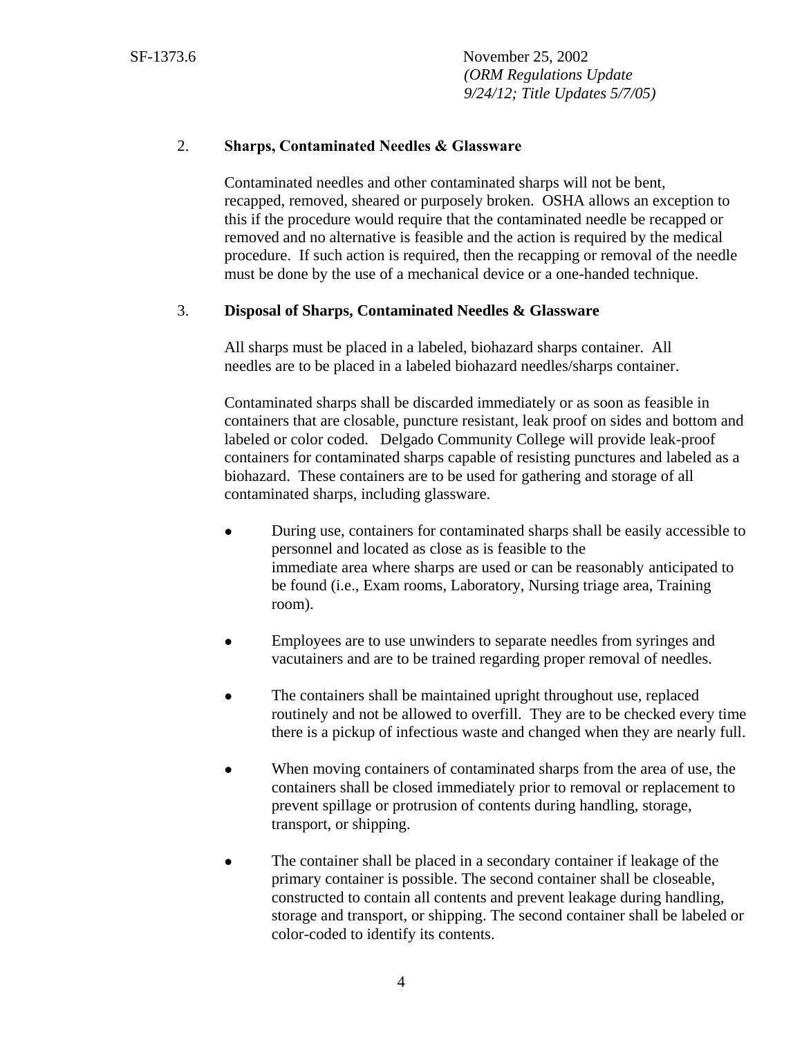2. **Sharps, Contaminated Needles & Glassware**

Contaminated needles and other contaminated sharps will not be bent, recapped, removed, sheared or purposely broken. OSHA allows an exception to this if the procedure would require that the contaminated needle be recapped or removed and no alternative is feasible and the action is required by the medical procedure. If such action is required, then the recapping or removal of the needle must be done by the use of a mechanical device or a one-handed technique.

3. **Disposal of Sharps, Contaminated Needles & Glassware**

All sharps must be placed in a labeled, biohazard sharps container. All needles are to be placed in a labeled biohazard needles/sharps container.

Contaminated sharps shall be discarded immediately or as soon as feasible in containers that are closable, puncture resistant, leak proof on sides and bottom and labeled or color coded. Delgado Community College will provide leak-proof containers for contaminated sharps capable of resisting punctures and labeled as a biohazard. These containers are to be used for gathering and storage of all contaminated sharps, including glassware.

- During use, containers for contaminated sharps shall be easily accessible to personnel and located as close as is feasible to the immediate area where sharps are used or can be reasonably anticipated to be found (i.e., Exam rooms, Laboratory, Nursing triage area, Training room).

- Employees are to use unwinders to separate needles from syringes and vacutainers and are to be trained regarding proper removal of needles.

- The containers shall be maintained upright throughout use, replaced routinely and not be allowed to overfill. They are to be checked every time there is a pickup of infectious waste and changed when they are nearly full.

- When moving containers of contaminated sharps from the area of use, the containers shall be closed immediately prior to removal or replacement to prevent spillage or protrusion of contents during handling, storage, transport, or shipping.

- The container shall be placed in a secondary container if leakage of the primary container is possible. The second container shall be closeable, constructed to contain all contents and prevent leakage during handling, storage and transport, or shipping. The second container shall be labeled or color-coded to identify its contents.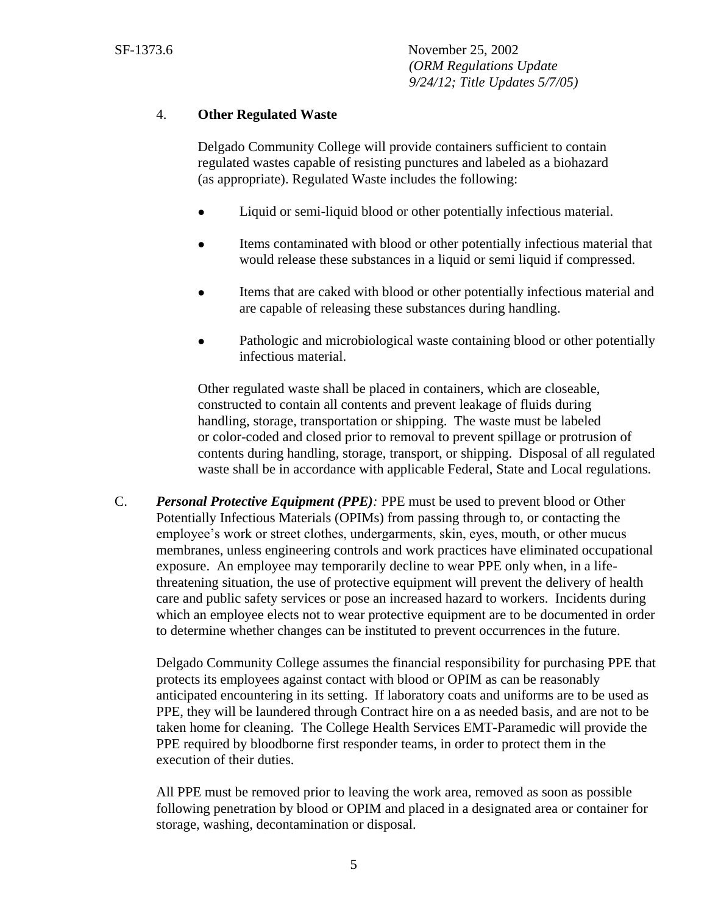4. **Other Regulated Waste**

Delgado Community College will provide containers sufficient to contain regulated wastes capable of resisting punctures and labeled as a biohazard (as appropriate). Regulated Waste includes the following:

- Liquid or semi-liquid blood or other potentially infectious material.
- Items contaminated with blood or other potentially infectious material that would release these substances in a liquid or semi liquid if compressed.
- Items that are caked with blood or other potentially infectious material and are capable of releasing these substances during handling.
- Pathologic and microbiological waste containing blood or other potentially infectious material.

Other regulated waste shall be placed in containers, which are closeable, constructed to contain all contents and prevent leakage of fluids during handling, storage, transportation or shipping. The waste must be labeled or color-coded and closed prior to removal to prevent spillage or protrusion of contents during handling, storage, transport, or shipping. Disposal of all regulated waste shall be in accordance with applicable Federal, State and Local regulations.

C. ***Personal Protective Equipment (PPE)****:* PPE must be used to prevent blood or Other Potentially Infectious Materials (OPIMs) from passing through to, or contacting the employee's work or street clothes, undergarments, skin, eyes, mouth, or other mucus membranes, unless engineering controls and work practices have eliminated occupational exposure. An employee may temporarily decline to wear PPE only when, in a life-threatening situation, the use of protective equipment will prevent the delivery of health care and public safety services or pose an increased hazard to workers. Incidents during which an employee elects not to wear protective equipment are to be documented in order to determine whether changes can be instituted to prevent occurrences in the future.

Delgado Community College assumes the financial responsibility for purchasing PPE that protects its employees against contact with blood or OPIM as can be reasonably anticipated encountering in its setting. If laboratory coats and uniforms are to be used as PPE, they will be laundered through Contract hire on a as needed basis, and are not to be taken home for cleaning. The College Health Services EMT-Paramedic will provide the PPE required by bloodborne first responder teams, in order to protect them in the execution of their duties.

All PPE must be removed prior to leaving the work area, removed as soon as possible following penetration by blood or OPIM and placed in a designated area or container for storage, washing, decontamination or disposal.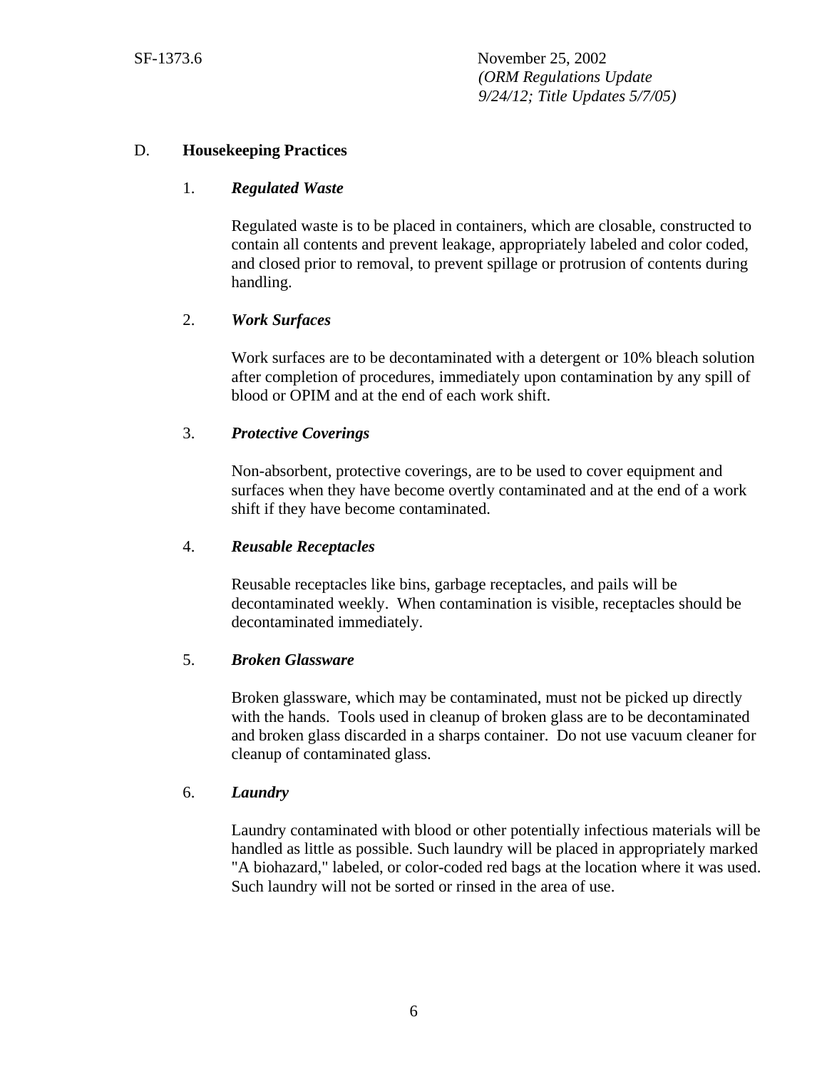## D. Housekeeping Practices

### 1. *Regulated Waste*

Regulated waste is to be placed in containers, which are closable, constructed to contain all contents and prevent leakage, appropriately labeled and color coded, and closed prior to removal, to prevent spillage or protrusion of contents during handling.

### 2. *Work Surfaces*

Work surfaces are to be decontaminated with a detergent or 10% bleach solution after completion of procedures, immediately upon contamination by any spill of blood or OPIM and at the end of each work shift.

### 3. *Protective Coverings*

Non-absorbent, protective coverings, are to be used to cover equipment and surfaces when they have become overtly contaminated and at the end of a work shift if they have become contaminated.

### 4. *Reusable Receptacles*

Reusable receptacles like bins, garbage receptacles, and pails will be decontaminated weekly. When contamination is visible, receptacles should be decontaminated immediately.

### 5. *Broken Glassware*

Broken glassware, which may be contaminated, must not be picked up directly with the hands. Tools used in cleanup of broken glass are to be decontaminated and broken glass discarded in a sharps container. Do not use vacuum cleaner for cleanup of contaminated glass.

### 6. *Laundry*

Laundry contaminated with blood or other potentially infectious materials will be handled as little as possible. Such laundry will be placed in appropriately marked "A biohazard," labeled, or color-coded red bags at the location where it was used. Such laundry will not be sorted or rinsed in the area of use.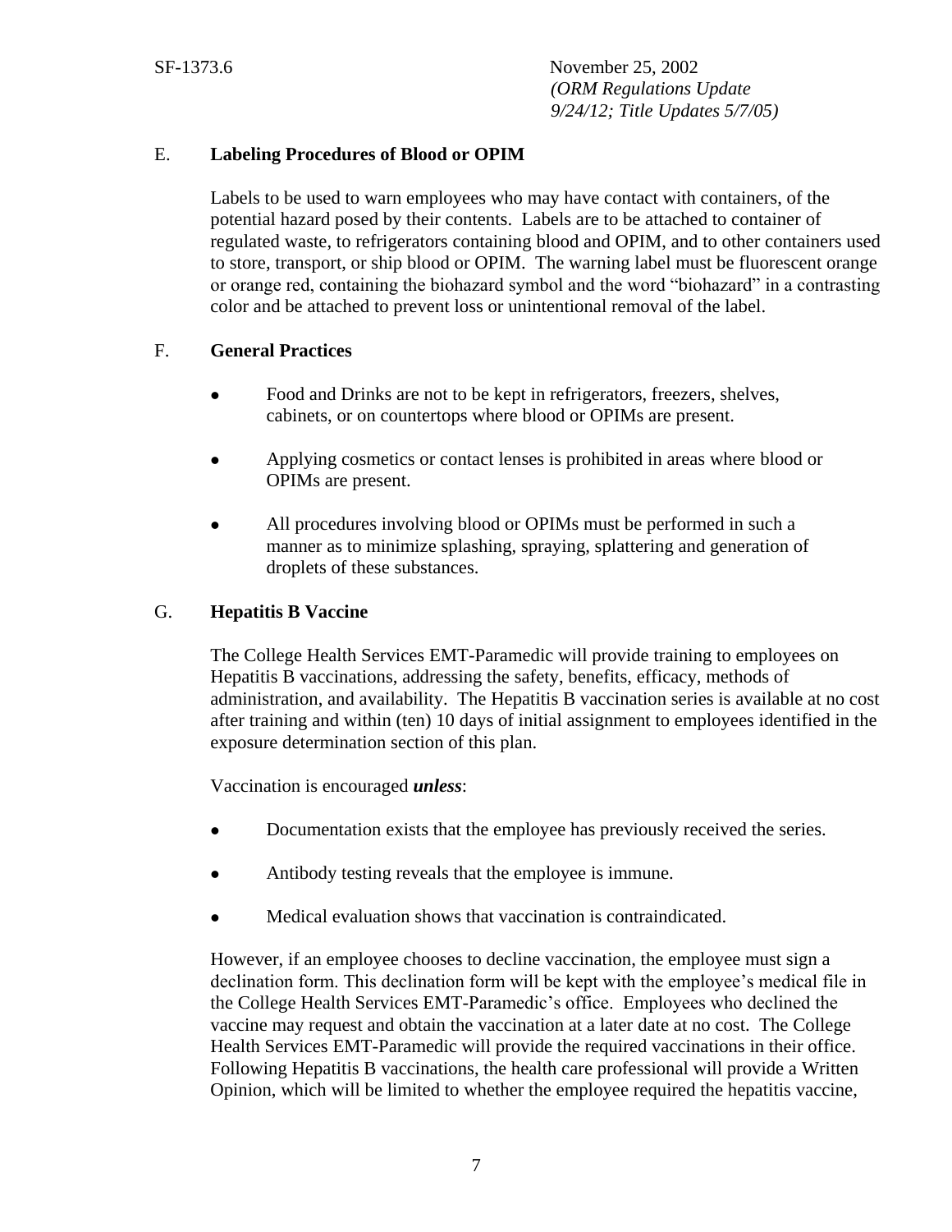### E. Labeling Procedures of Blood or OPIM

Labels to be used to warn employees who may have contact with containers, of the potential hazard posed by their contents. Labels are to be attached to container of regulated waste, to refrigerators containing blood and OPIM, and to other containers used to store, transport, or ship blood or OPIM. The warning label must be fluorescent orange or orange red, containing the biohazard symbol and the word "biohazard" in a contrasting color and be attached to prevent loss or unintentional removal of the label.

### F. General Practices

- Food and Drinks are not to be kept in refrigerators, freezers, shelves, cabinets, or on countertops where blood or OPIMs are present.
- Applying cosmetics or contact lenses is prohibited in areas where blood or OPIMs are present.
- All procedures involving blood or OPIMs must be performed in such a manner as to minimize splashing, spraying, splattering and generation of droplets of these substances.

### G. Hepatitis B Vaccine

The College Health Services EMT-Paramedic will provide training to employees on Hepatitis B vaccinations, addressing the safety, benefits, efficacy, methods of administration, and availability. The Hepatitis B vaccination series is available at no cost after training and within (ten) 10 days of initial assignment to employees identified in the exposure determination section of this plan.

Vaccination is encouraged ***unless***:

- Documentation exists that the employee has previously received the series.
- Antibody testing reveals that the employee is immune.
- Medical evaluation shows that vaccination is contraindicated.

However, if an employee chooses to decline vaccination, the employee must sign a declination form. This declination form will be kept with the employee's medical file in the College Health Services EMT-Paramedic's office. Employees who declined the vaccine may request and obtain the vaccination at a later date at no cost. The College Health Services EMT-Paramedic will provide the required vaccinations in their office. Following Hepatitis B vaccinations, the health care professional will provide a Written Opinion, which will be limited to whether the employee required the hepatitis vaccine,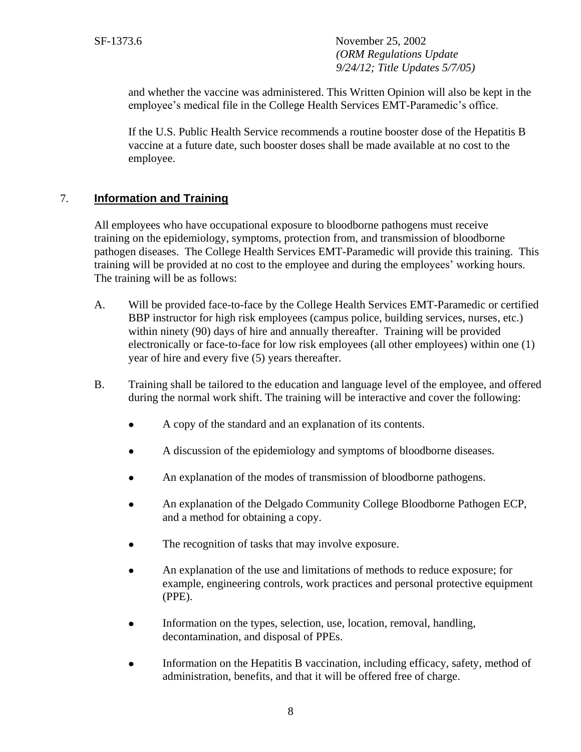and whether the vaccine was administered. This Written Opinion will also be kept in the employee's medical file in the College Health Services EMT-Paramedic's office.

If the U.S. Public Health Service recommends a routine booster dose of the Hepatitis B vaccine at a future date, such booster doses shall be made available at no cost to the employee.

## 7. **Information and Training**

All employees who have occupational exposure to bloodborne pathogens must receive training on the epidemiology, symptoms, protection from, and transmission of bloodborne pathogen diseases. The College Health Services EMT-Paramedic will provide this training. This training will be provided at no cost to the employee and during the employees' working hours. The training will be as follows:

A. Will be provided face-to-face by the College Health Services EMT-Paramedic or certified BBP instructor for high risk employees (campus police, building services, nurses, etc.) within ninety (90) days of hire and annually thereafter. Training will be provided electronically or face-to-face for low risk employees (all other employees) within one (1) year of hire and every five (5) years thereafter.

B. Training shall be tailored to the education and language level of the employee, and offered during the normal work shift. The training will be interactive and cover the following:

- A copy of the standard and an explanation of its contents.
- A discussion of the epidemiology and symptoms of bloodborne diseases.
- An explanation of the modes of transmission of bloodborne pathogens.
- An explanation of the Delgado Community College Bloodborne Pathogen ECP, and a method for obtaining a copy.
- The recognition of tasks that may involve exposure.
- An explanation of the use and limitations of methods to reduce exposure; for example, engineering controls, work practices and personal protective equipment (PPE).
- Information on the types, selection, use, location, removal, handling, decontamination, and disposal of PPEs.
- Information on the Hepatitis B vaccination, including efficacy, safety, method of administration, benefits, and that it will be offered free of charge.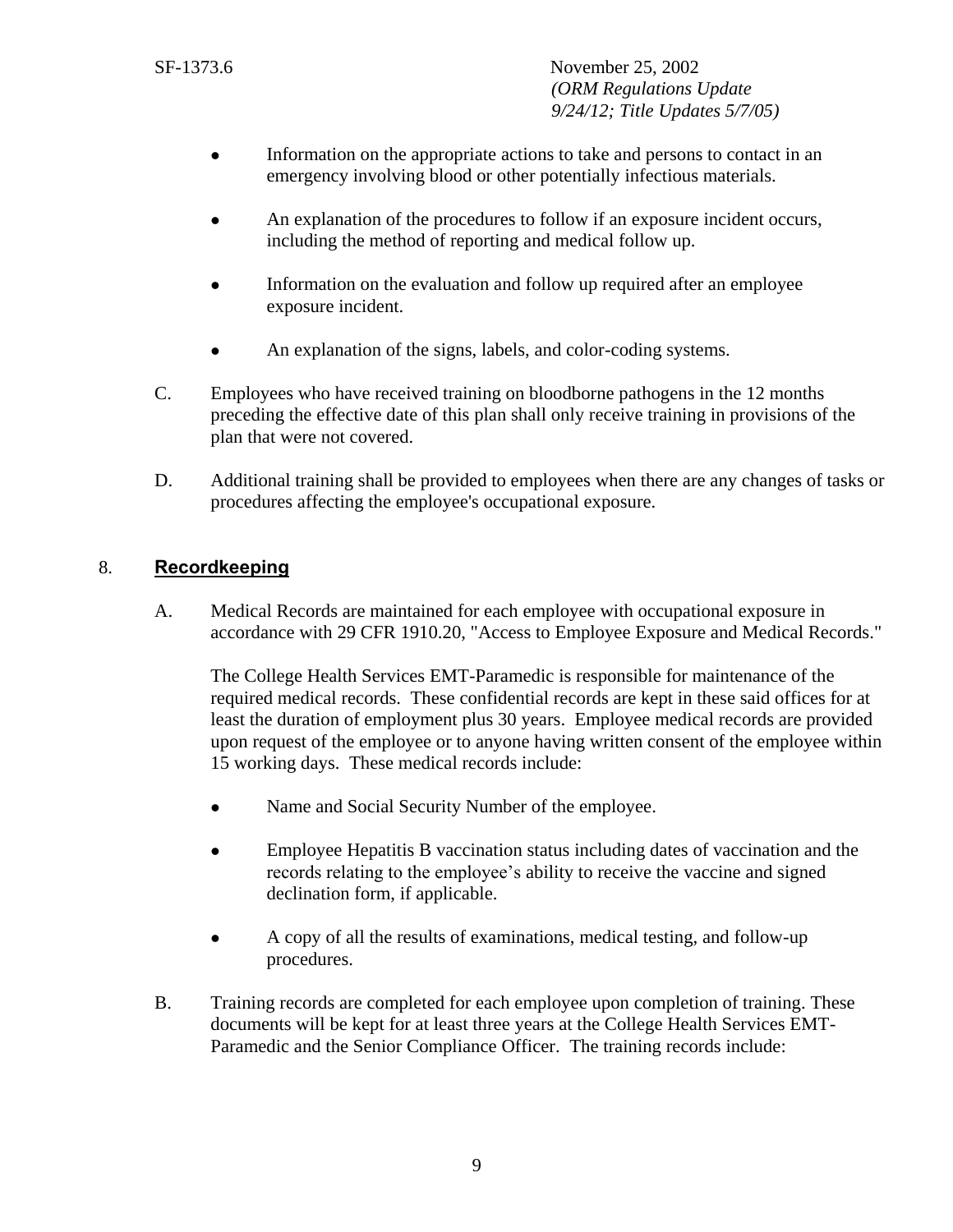- Information on the appropriate actions to take and persons to contact in an emergency involving blood or other potentially infectious materials.

- An explanation of the procedures to follow if an exposure incident occurs, including the method of reporting and medical follow up.

- Information on the evaluation and follow up required after an employee exposure incident.

- An explanation of the signs, labels, and color-coding systems.

C. Employees who have received training on bloodborne pathogens in the 12 months preceding the effective date of this plan shall only receive training in provisions of the plan that were not covered.

D. Additional training shall be provided to employees when there are any changes of tasks or procedures affecting the employee's occupational exposure.

## 8. **Recordkeeping**

A. Medical Records are maintained for each employee with occupational exposure in accordance with 29 CFR 1910.20, "Access to Employee Exposure and Medical Records."

The College Health Services EMT-Paramedic is responsible for maintenance of the required medical records. These confidential records are kept in these said offices for at least the duration of employment plus 30 years. Employee medical records are provided upon request of the employee or to anyone having written consent of the employee within 15 working days. These medical records include:

- Name and Social Security Number of the employee.

- Employee Hepatitis B vaccination status including dates of vaccination and the records relating to the employee's ability to receive the vaccine and signed declination form, if applicable.

- A copy of all the results of examinations, medical testing, and follow-up procedures.

B. Training records are completed for each employee upon completion of training. These documents will be kept for at least three years at the College Health Services EMT-Paramedic and the Senior Compliance Officer. The training records include: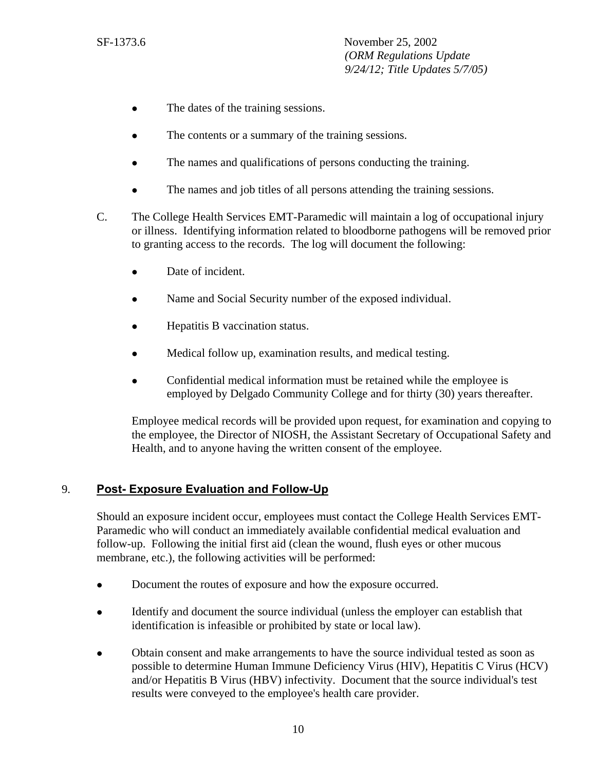- The dates of the training sessions.
- The contents or a summary of the training sessions.
- The names and qualifications of persons conducting the training.
- The names and job titles of all persons attending the training sessions.

C. The College Health Services EMT-Paramedic will maintain a log of occupational injury or illness. Identifying information related to bloodborne pathogens will be removed prior to granting access to the records. The log will document the following:

- Date of incident.
- Name and Social Security number of the exposed individual.
- Hepatitis B vaccination status.
- Medical follow up, examination results, and medical testing.
- Confidential medical information must be retained while the employee is employed by Delgado Community College and for thirty (30) years thereafter.

Employee medical records will be provided upon request, for examination and copying to the employee, the Director of NIOSH, the Assistant Secretary of Occupational Safety and Health, and to anyone having the written consent of the employee.

## 9. Post- Exposure Evaluation and Follow-Up

Should an exposure incident occur, employees must contact the College Health Services EMT-Paramedic who will conduct an immediately available confidential medical evaluation and follow-up. Following the initial first aid (clean the wound, flush eyes or other mucous membrane, etc.), the following activities will be performed:

- Document the routes of exposure and how the exposure occurred.
- Identify and document the source individual (unless the employer can establish that identification is infeasible or prohibited by state or local law).
- Obtain consent and make arrangements to have the source individual tested as soon as possible to determine Human Immune Deficiency Virus (HIV), Hepatitis C Virus (HCV) and/or Hepatitis B Virus (HBV) infectivity. Document that the source individual's test results were conveyed to the employee's health care provider.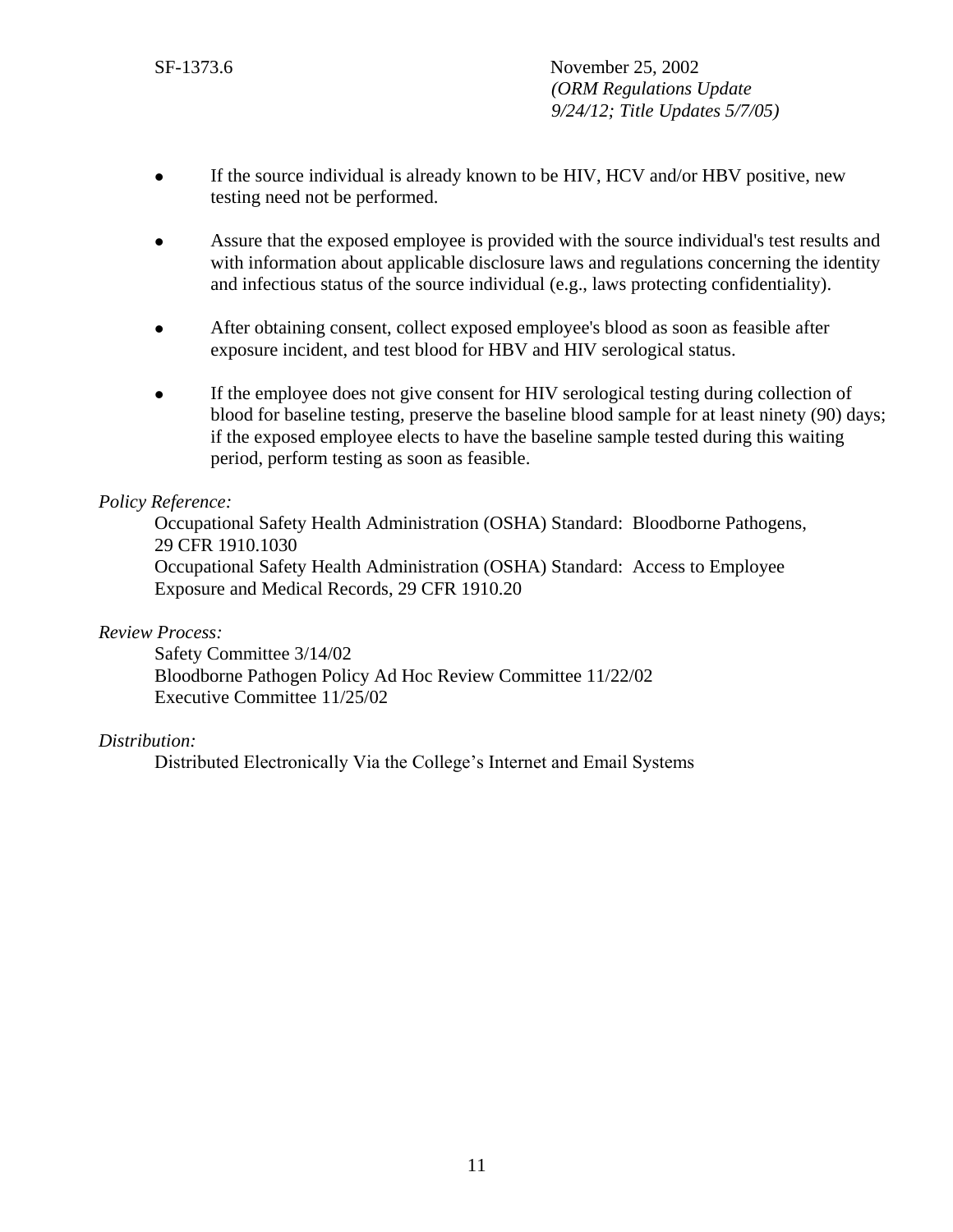- If the source individual is already known to be HIV, HCV and/or HBV positive, new testing need not be performed.

- Assure that the exposed employee is provided with the source individual's test results and with information about applicable disclosure laws and regulations concerning the identity and infectious status of the source individual (e.g., laws protecting confidentiality).

- After obtaining consent, collect exposed employee's blood as soon as feasible after exposure incident, and test blood for HBV and HIV serological status.

- If the employee does not give consent for HIV serological testing during collection of blood for baseline testing, preserve the baseline blood sample for at least ninety (90) days; if the exposed employee elects to have the baseline sample tested during this waiting period, perform testing as soon as feasible.

*Policy Reference:*

Occupational Safety Health Administration (OSHA) Standard: Bloodborne Pathogens, 29 CFR 1910.1030
Occupational Safety Health Administration (OSHA) Standard: Access to Employee Exposure and Medical Records, 29 CFR 1910.20

*Review Process:*

Safety Committee 3/14/02
Bloodborne Pathogen Policy Ad Hoc Review Committee 11/22/02
Executive Committee 11/25/02

*Distribution:*

Distributed Electronically Via the College's Internet and Email Systems